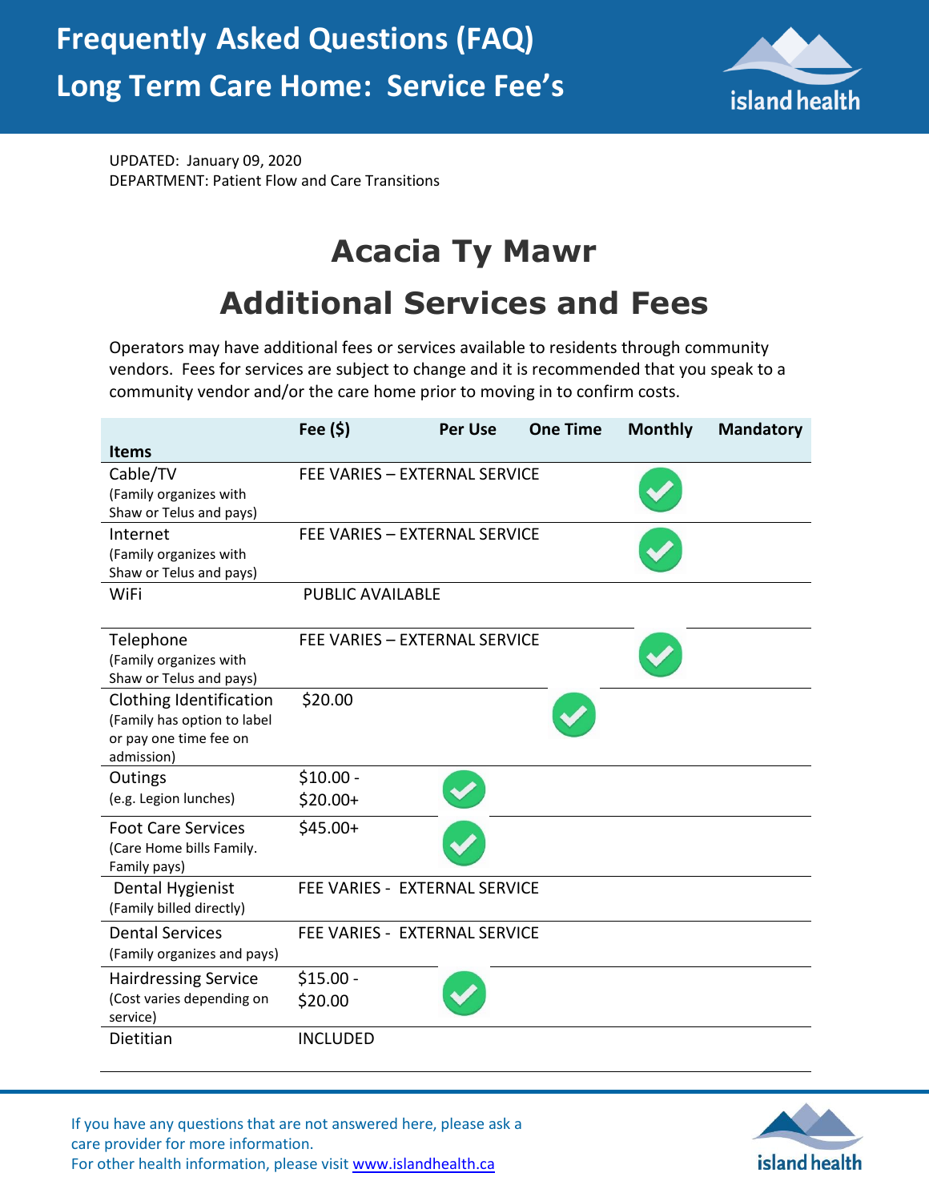# Frequently Asked Questions (FAQ)
# Long Term Care Home: Service Fee's

UPDATED: January 09, 2020
DEPARTMENT: Patient Flow and Care Transitions

## Acacia Ty Mawr
## Additional Services and Fees

Operators may have additional fees or services available to residents through community vendors. Fees for services are subject to change and it is recommended that you speak to a community vendor and/or the care home prior to moving in to confirm costs.

| Items | Fee ($) | Per Use | One Time | Monthly | Mandatory |
|---|---|---|---|---|---|
| Cable/TV (Family organizes with Shaw or Telus and pays) | FEE VARIES – EXTERNAL SERVICE | | | ✓ | |
| Internet (Family organizes with Shaw or Telus and pays) | FEE VARIES – EXTERNAL SERVICE | | | ✓ | |
| WiFi | PUBLIC AVAILABLE | | | | |
| Telephone (Family organizes with Shaw or Telus and pays) | FEE VARIES – EXTERNAL SERVICE | | | ✓ | |
| Clothing Identification (Family has option to label or pay one time fee on admission) | $20.00 | | ✓ | | |
| Outings (e.g. Legion lunches) | $10.00 - $20.00+ | ✓ | | | |
| Foot Care Services (Care Home bills Family. Family pays) | $45.00+ | ✓ | | | |
| Dental Hygienist (Family billed directly) | FEE VARIES - EXTERNAL SERVICE | | | | |
| Dental Services (Family organizes and pays) | FEE VARIES - EXTERNAL SERVICE | | | | |
| Hairdressing Service (Cost varies depending on service) | $15.00 - $20.00 | ✓ | | | |
| Dietitian | INCLUDED | | | | |

If you have any questions that are not answered here, please ask a care provider for more information.
For other health information, please visit www.islandhealth.ca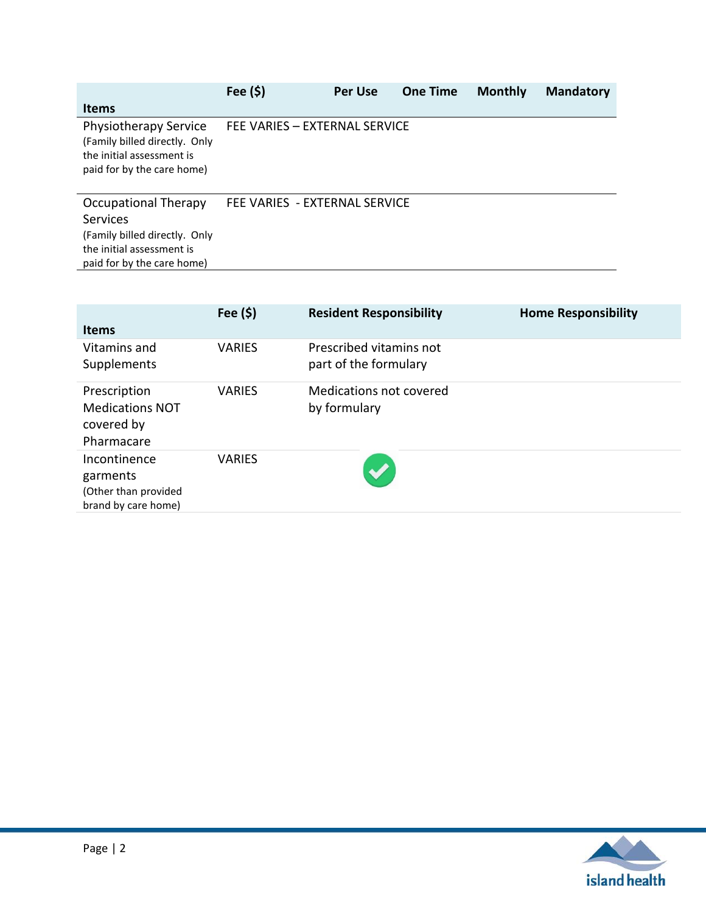| Items | Fee ($) | Per Use | One Time | Monthly | Mandatory |
| --- | --- | --- | --- | --- | --- |
| Physiotherapy Service (Family billed directly. Only the initial assessment is paid for by the care home) | FEE VARIES – EXTERNAL SERVICE | | | | |
| Occupational Therapy Services (Family billed directly. Only the initial assessment is paid for by the care home) | FEE VARIES - EXTERNAL SERVICE | | | | |

| Items | Fee ($) | Resident Responsibility | Home Responsibility |
| --- | --- | --- | --- |
| Vitamins and Supplements | VARIES | Prescribed vitamins not part of the formulary | |
| Prescription Medications NOT covered by Pharmacare | VARIES | Medications not covered by formulary | |
| Incontinence garments (Other than provided brand by care home) | VARIES | ✓ | |